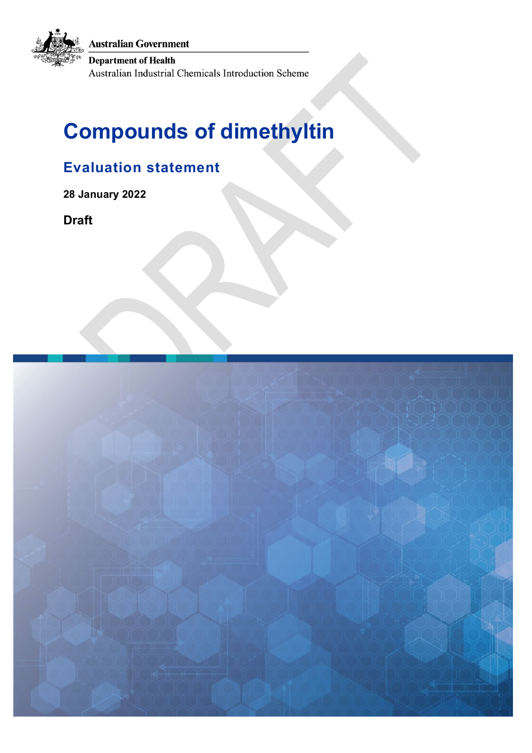Australian Government

Department of Health

Australian Industrial Chemicals Introduction Scheme

# Compounds of dimethyltin

## Evaluation statement

**28 January 2022**

**Draft**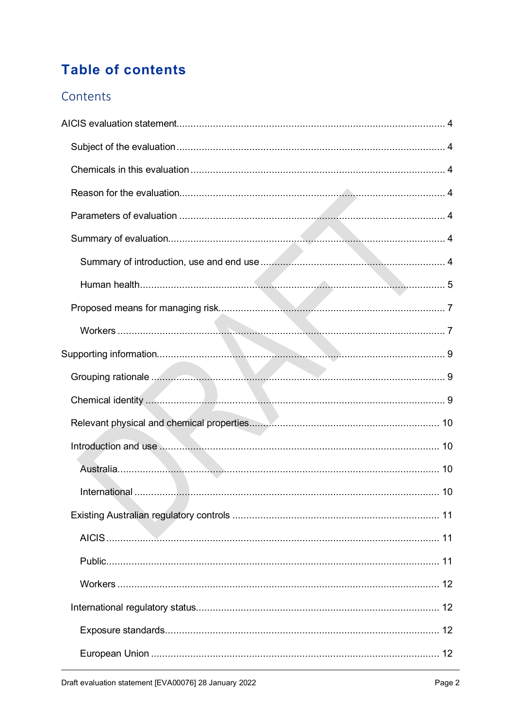# Table of contents

## Contents

AICIS evaluation statement ........................................................................................... 4

- Subject of the evaluation ........................................................................................... 4
- Chemicals in this evaluation ....................................................................................... 4
- Reason for the evaluation ........................................................................................... 4
- Parameters of evaluation ........................................................................................... 4
- Summary of evaluation ............................................................................................... 4
  - Summary of introduction, use and end use ............................................................. 4
  - Human health ............................................................................................................ 5
- Proposed means for managing risk ............................................................................. 7
  - Workers .................................................................................................................... 7

Supporting information .................................................................................................... 9

- Grouping rationale ...................................................................................................... 9
- Chemical identity ........................................................................................................ 9
- Relevant physical and chemical properties ............................................................... 10
- Introduction and use ................................................................................................. 10
  - Australia .................................................................................................................. 10
  - International ............................................................................................................ 10
- Existing Australian regulatory controls ..................................................................... 11
  - AICIS ...................................................................................................................... 11
  - Public ...................................................................................................................... 11
  - Workers .................................................................................................................. 12
- International regulatory status .................................................................................. 12
  - Exposure standards ................................................................................................ 12
  - European Union ...................................................................................................... 12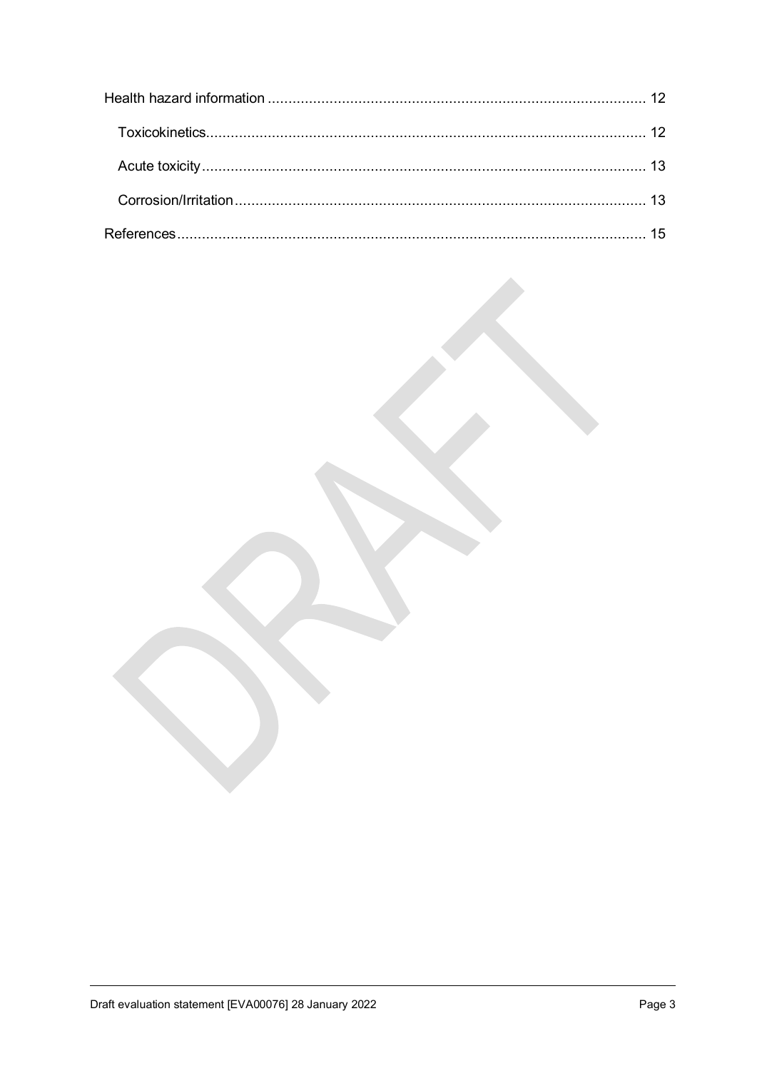Health hazard information ........................................................................................ 12

Toxicokinetics........................................................................................................ 12

Acute toxicity ......................................................................................................... 13

Corrosion/Irritation ................................................................................................. 13

References ................................................................................................................ 15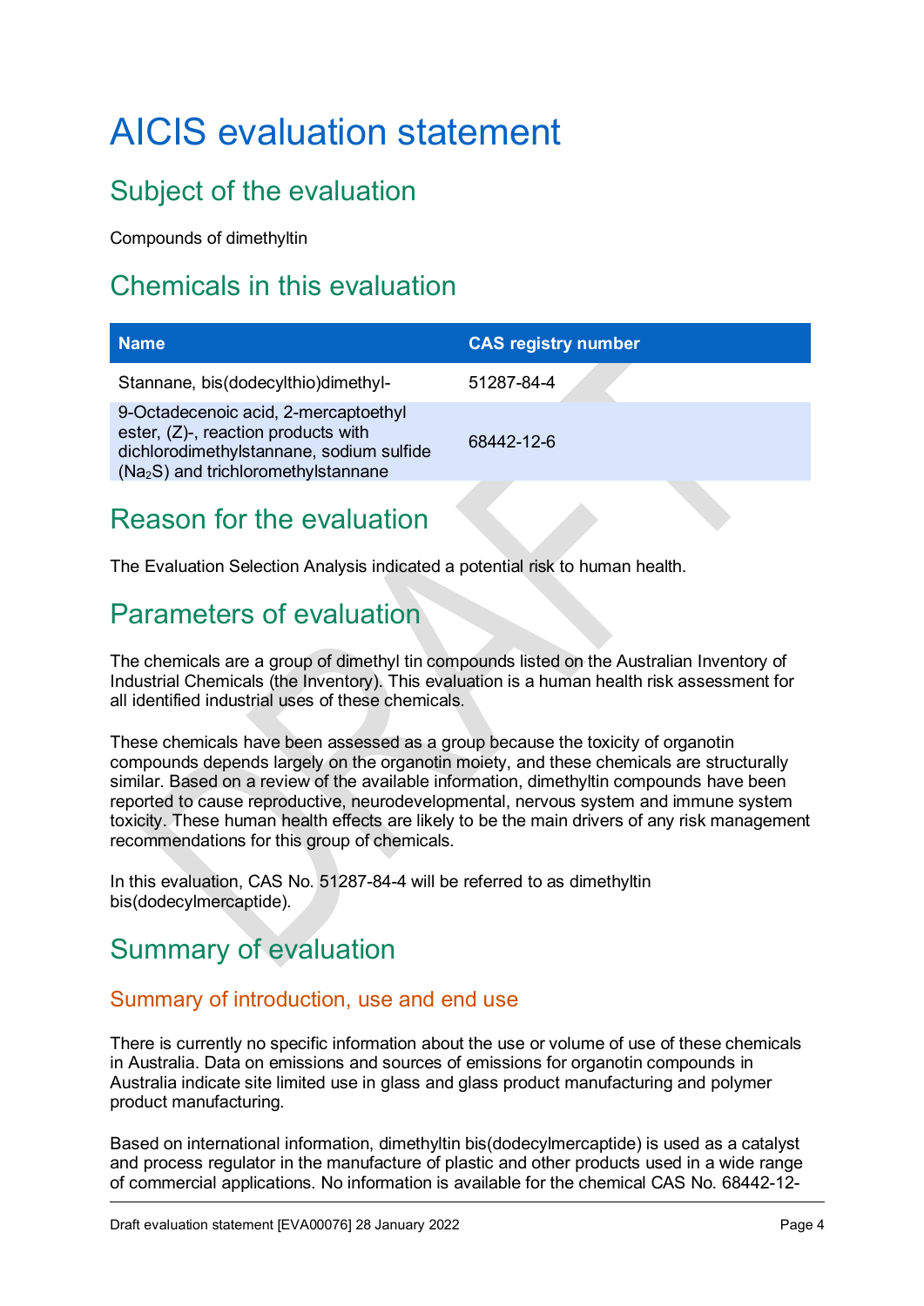# AICIS evaluation statement

## Subject of the evaluation

Compounds of dimethyltin

## Chemicals in this evaluation

| Name | CAS registry number |
| --- | --- |
| Stannane, bis(dodecylthio)dimethyl- | 51287-84-4 |
| 9-Octadecenoic acid, 2-mercaptoethyl ester, (Z)-, reaction products with dichlorodimethylstannane, sodium sulfide ($Na_2S$) and trichloromethylstannane | 68442-12-6 |

## Reason for the evaluation

The Evaluation Selection Analysis indicated a potential risk to human health.

## Parameters of evaluation

The chemicals are a group of dimethyl tin compounds listed on the Australian Inventory of Industrial Chemicals (the Inventory). This evaluation is a human health risk assessment for all identified industrial uses of these chemicals.

These chemicals have been assessed as a group because the toxicity of organotin compounds depends largely on the organotin moiety, and these chemicals are structurally similar. Based on a review of the available information, dimethyltin compounds have been reported to cause reproductive, neurodevelopmental, nervous system and immune system toxicity. These human health effects are likely to be the main drivers of any risk management recommendations for this group of chemicals.

In this evaluation, CAS No. 51287-84-4 will be referred to as dimethyltin bis(dodecylmercaptide).

## Summary of evaluation

### Summary of introduction, use and end use

There is currently no specific information about the use or volume of use of these chemicals in Australia. Data on emissions and sources of emissions for organotin compounds in Australia indicate site limited use in glass and glass product manufacturing and polymer product manufacturing.

Based on international information, dimethyltin bis(dodecylmercaptide) is used as a catalyst and process regulator in the manufacture of plastic and other products used in a wide range of commercial applications. No information is available for the chemical CAS No. 68442-12-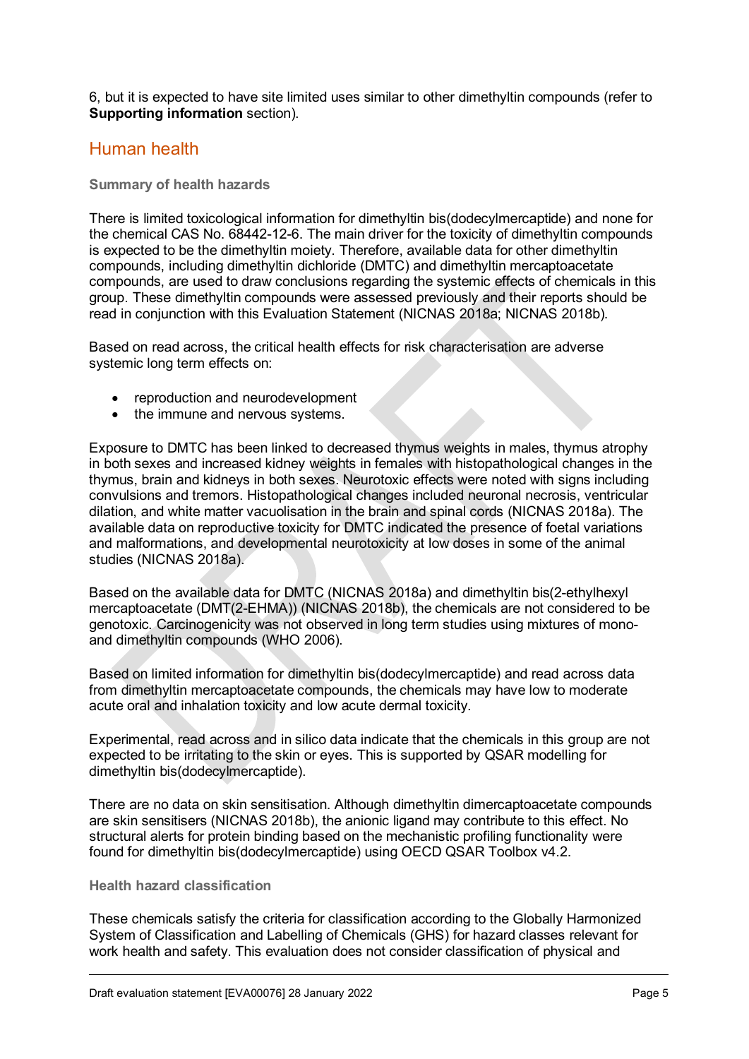6, but it is expected to have site limited uses similar to other dimethyltin compounds (refer to **Supporting information** section).

## Human health

### Summary of health hazards

There is limited toxicological information for dimethyltin bis(dodecylmercaptide) and none for the chemical CAS No. 68442-12-6. The main driver for the toxicity of dimethyltin compounds is expected to be the dimethyltin moiety. Therefore, available data for other dimethyltin compounds, including dimethyltin dichloride (DMTC) and dimethyltin mercaptoacetate compounds, are used to draw conclusions regarding the systemic effects of chemicals in this group. These dimethyltin compounds were assessed previously and their reports should be read in conjunction with this Evaluation Statement (NICNAS 2018a; NICNAS 2018b).

Based on read across, the critical health effects for risk characterisation are adverse systemic long term effects on:

- reproduction and neurodevelopment
- the immune and nervous systems.

Exposure to DMTC has been linked to decreased thymus weights in males, thymus atrophy in both sexes and increased kidney weights in females with histopathological changes in the thymus, brain and kidneys in both sexes. Neurotoxic effects were noted with signs including convulsions and tremors. Histopathological changes included neuronal necrosis, ventricular dilation, and white matter vacuolisation in the brain and spinal cords (NICNAS 2018a). The available data on reproductive toxicity for DMTC indicated the presence of foetal variations and malformations, and developmental neurotoxicity at low doses in some of the animal studies (NICNAS 2018a).

Based on the available data for DMTC (NICNAS 2018a) and dimethyltin bis(2-ethylhexyl mercaptoacetate (DMT(2-EHMA)) (NICNAS 2018b), the chemicals are not considered to be genotoxic. Carcinogenicity was not observed in long term studies using mixtures of mono- and dimethyltin compounds (WHO 2006).

Based on limited information for dimethyltin bis(dodecylmercaptide) and read across data from dimethyltin mercaptoacetate compounds, the chemicals may have low to moderate acute oral and inhalation toxicity and low acute dermal toxicity.

Experimental, read across and in silico data indicate that the chemicals in this group are not expected to be irritating to the skin or eyes. This is supported by QSAR modelling for dimethyltin bis(dodecylmercaptide).

There are no data on skin sensitisation. Although dimethyltin dimercaptoacetate compounds are skin sensitisers (NICNAS 2018b), the anionic ligand may contribute to this effect. No structural alerts for protein binding based on the mechanistic profiling functionality were found for dimethyltin bis(dodecylmercaptide) using OECD QSAR Toolbox v4.2.

### Health hazard classification

These chemicals satisfy the criteria for classification according to the Globally Harmonized System of Classification and Labelling of Chemicals (GHS) for hazard classes relevant for work health and safety. This evaluation does not consider classification of physical and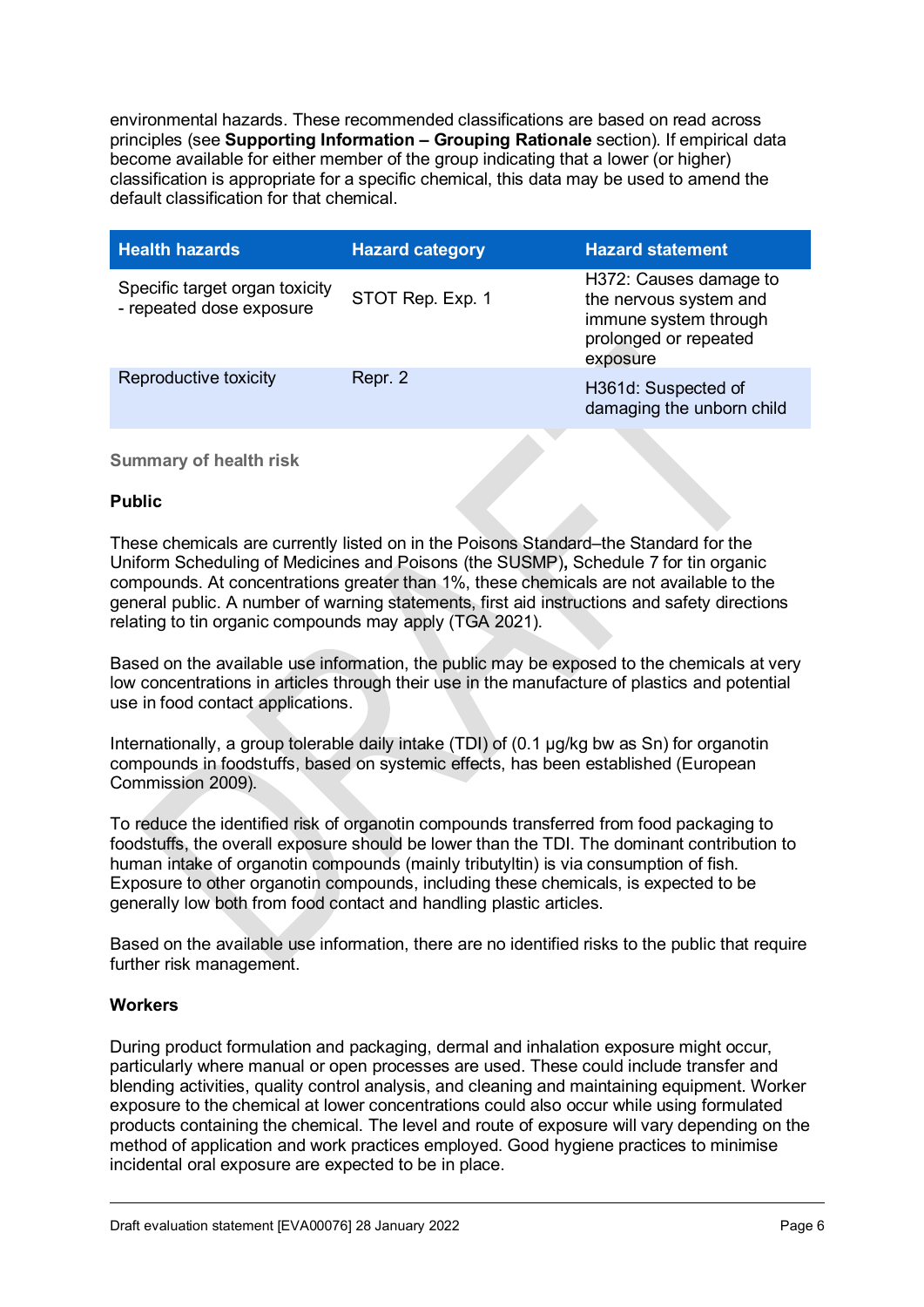environmental hazards. These recommended classifications are based on read across principles (see **Supporting Information – Grouping Rationale** section). If empirical data become available for either member of the group indicating that a lower (or higher) classification is appropriate for a specific chemical, this data may be used to amend the default classification for that chemical.

| Health hazards | Hazard category | Hazard statement |
|---|---|---|
| Specific target organ toxicity - repeated dose exposure | STOT Rep. Exp. 1 | H372: Causes damage to the nervous system and immune system through prolonged or repeated exposure |
| Reproductive toxicity | Repr. 2 | H361d: Suspected of damaging the unborn child |

### Summary of health risk

**Public**

These chemicals are currently listed on in the Poisons Standard–the Standard for the Uniform Scheduling of Medicines and Poisons (the SUSMP)**,** Schedule 7 for tin organic compounds. At concentrations greater than 1%, these chemicals are not available to the general public. A number of warning statements, first aid instructions and safety directions relating to tin organic compounds may apply (TGA 2021).

Based on the available use information, the public may be exposed to the chemicals at very low concentrations in articles through their use in the manufacture of plastics and potential use in food contact applications.

Internationally, a group tolerable daily intake (TDI) of (0.1 µg/kg bw as Sn) for organotin compounds in foodstuffs, based on systemic effects, has been established (European Commission 2009).

To reduce the identified risk of organotin compounds transferred from food packaging to foodstuffs, the overall exposure should be lower than the TDI. The dominant contribution to human intake of organotin compounds (mainly tributyltin) is via consumption of fish. Exposure to other organotin compounds, including these chemicals, is expected to be generally low both from food contact and handling plastic articles.

Based on the available use information, there are no identified risks to the public that require further risk management.

**Workers**

During product formulation and packaging, dermal and inhalation exposure might occur, particularly where manual or open processes are used. These could include transfer and blending activities, quality control analysis, and cleaning and maintaining equipment. Worker exposure to the chemical at lower concentrations could also occur while using formulated products containing the chemical. The level and route of exposure will vary depending on the method of application and work practices employed. Good hygiene practices to minimise incidental oral exposure are expected to be in place.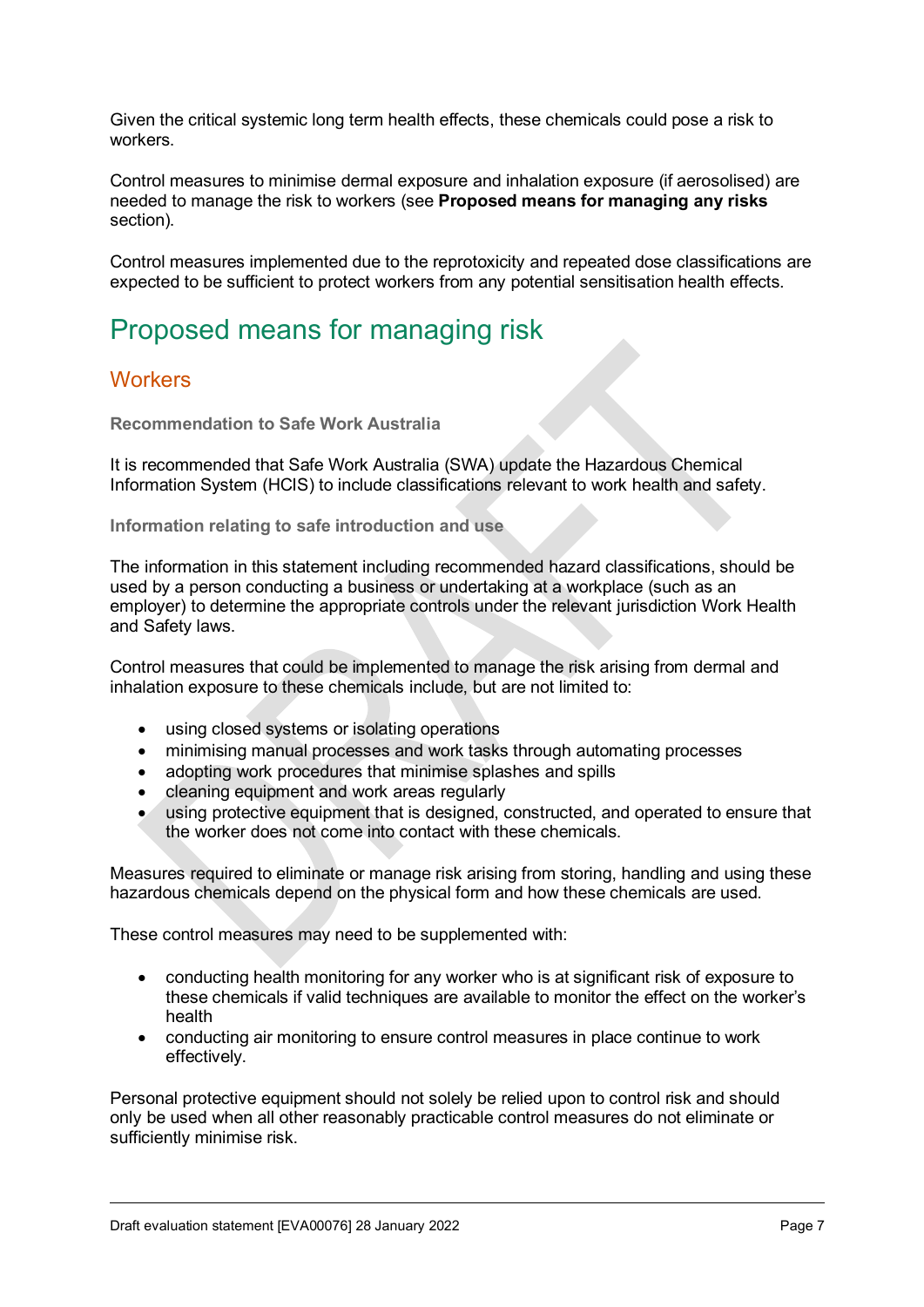Given the critical systemic long term health effects, these chemicals could pose a risk to workers.

Control measures to minimise dermal exposure and inhalation exposure (if aerosolised) are needed to manage the risk to workers (see **Proposed means for managing any risks** section).

Control measures implemented due to the reprotoxicity and repeated dose classifications are expected to be sufficient to protect workers from any potential sensitisation health effects.

# Proposed means for managing risk

## Workers

### Recommendation to Safe Work Australia

It is recommended that Safe Work Australia (SWA) update the Hazardous Chemical Information System (HCIS) to include classifications relevant to work health and safety.

### Information relating to safe introduction and use

The information in this statement including recommended hazard classifications, should be used by a person conducting a business or undertaking at a workplace (such as an employer) to determine the appropriate controls under the relevant jurisdiction Work Health and Safety laws.

Control measures that could be implemented to manage the risk arising from dermal and inhalation exposure to these chemicals include, but are not limited to:

- using closed systems or isolating operations
- minimising manual processes and work tasks through automating processes
- adopting work procedures that minimise splashes and spills
- cleaning equipment and work areas regularly
- using protective equipment that is designed, constructed, and operated to ensure that the worker does not come into contact with these chemicals.

Measures required to eliminate or manage risk arising from storing, handling and using these hazardous chemicals depend on the physical form and how these chemicals are used.

These control measures may need to be supplemented with:

- conducting health monitoring for any worker who is at significant risk of exposure to these chemicals if valid techniques are available to monitor the effect on the worker's health
- conducting air monitoring to ensure control measures in place continue to work effectively.

Personal protective equipment should not solely be relied upon to control risk and should only be used when all other reasonably practicable control measures do not eliminate or sufficiently minimise risk.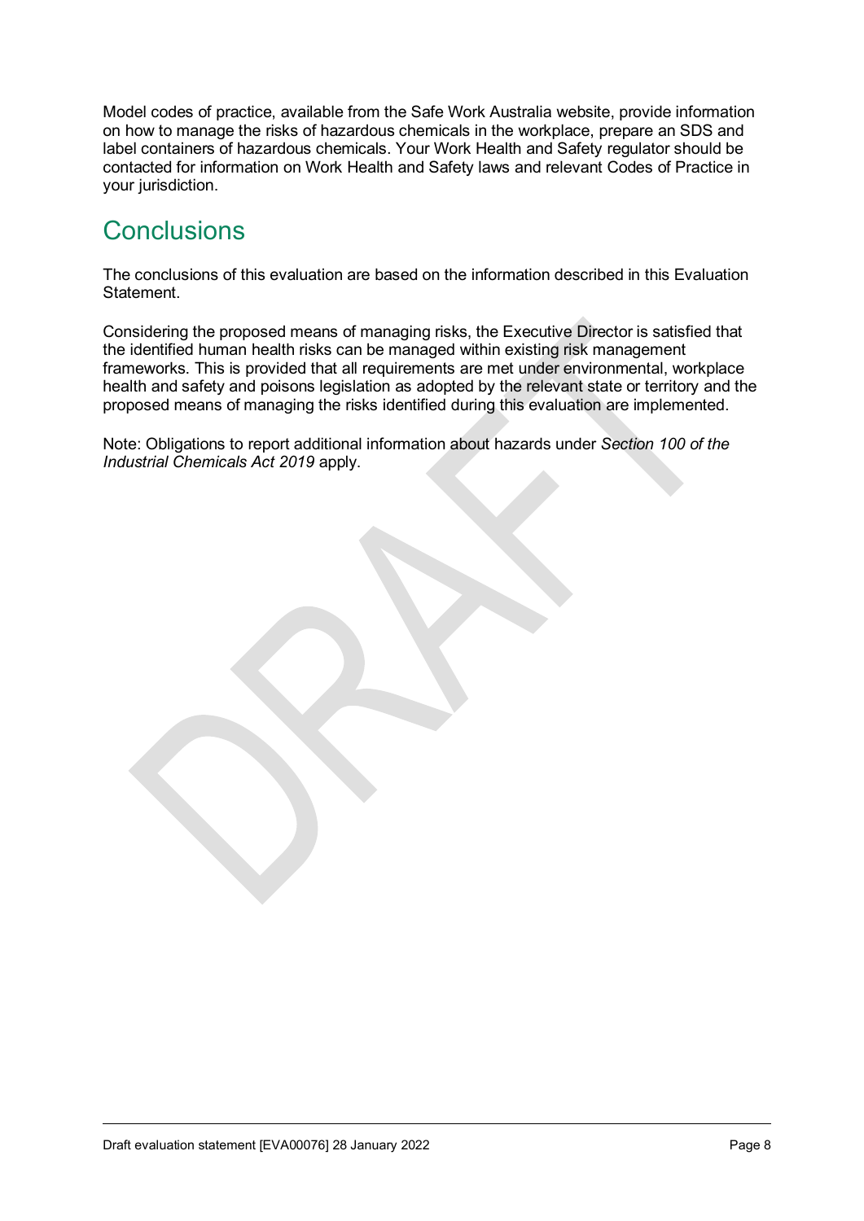Model codes of practice, available from the Safe Work Australia website, provide information on how to manage the risks of hazardous chemicals in the workplace, prepare an SDS and label containers of hazardous chemicals. Your Work Health and Safety regulator should be contacted for information on Work Health and Safety laws and relevant Codes of Practice in your jurisdiction.

## Conclusions

The conclusions of this evaluation are based on the information described in this Evaluation Statement.

Considering the proposed means of managing risks, the Executive Director is satisfied that the identified human health risks can be managed within existing risk management frameworks. This is provided that all requirements are met under environmental, workplace health and safety and poisons legislation as adopted by the relevant state or territory and the proposed means of managing the risks identified during this evaluation are implemented.

Note: Obligations to report additional information about hazards under *Section 100 of the Industrial Chemicals Act 2019* apply.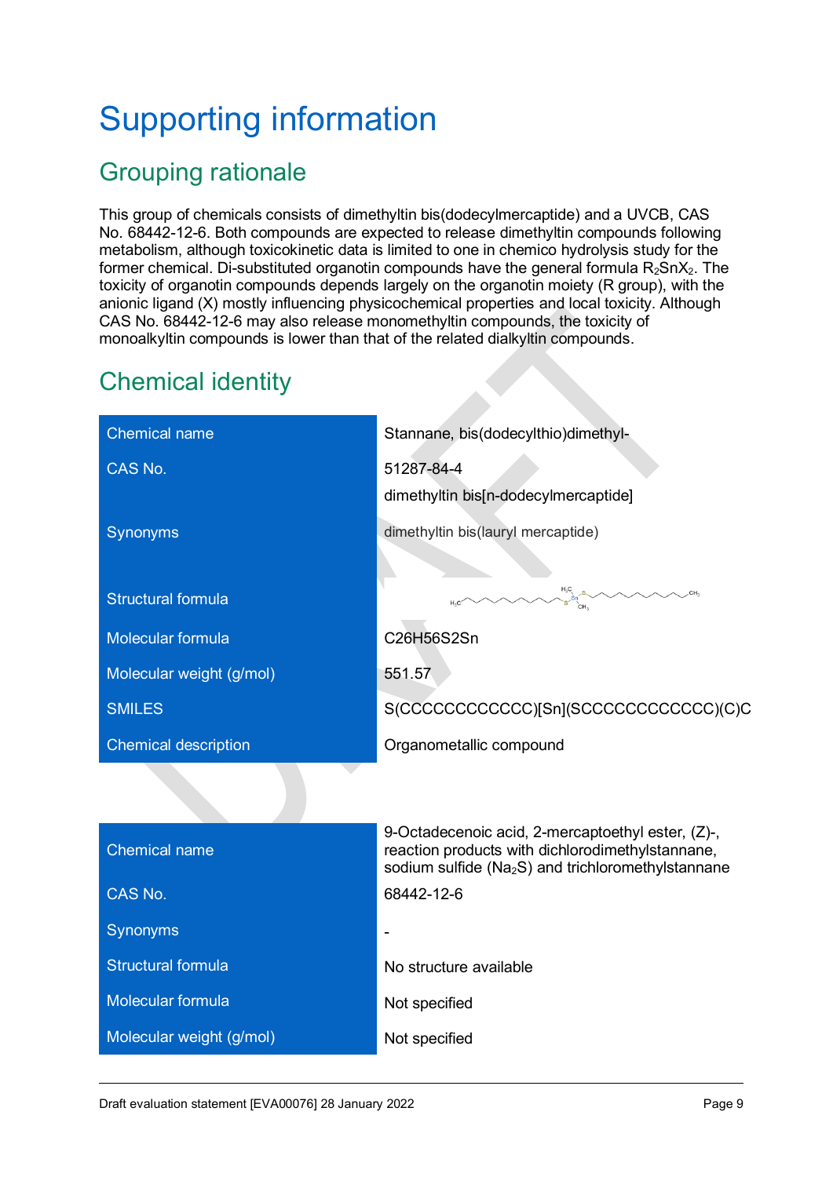# Supporting information

## Grouping rationale

This group of chemicals consists of dimethyltin bis(dodecylmercaptide) and a UVCB, CAS No. 68442-12-6. Both compounds are expected to release dimethyltin compounds following metabolism, although toxicokinetic data is limited to one in chemico hydrolysis study for the former chemical. Di-substituted organotin compounds have the general formula $R_2SnX_2$. The toxicity of organotin compounds depends largely on the organotin moiety (R group), with the anionic ligand (X) mostly influencing physicochemical properties and local toxicity. Although CAS No. 68442-12-6 may also release monomethyltin compounds, the toxicity of monoalkyltin compounds is lower than that of the related dialkyltin compounds.

## Chemical identity

| | |
|---|---|
| Chemical name | Stannane, bis(dodecylthio)dimethyl- |
| CAS No. | 51287-84-4 |
| Synonyms | dimethyltin bis[n-dodecylmercaptide]<br>dimethyltin bis(lauryl mercaptide) |
| Structural formula | |
| Molecular formula | C26H56S2Sn |
| Molecular weight (g/mol) | 551.57 |
| SMILES | S(CCCCCCCCCCCC)[Sn](SCCCCCCCCCCCC)(C)C |
| Chemical description | Organometallic compound |

| | |
|---|---|
| Chemical name | 9-Octadecenoic acid, 2-mercaptoethyl ester, (Z)-, reaction products with dichlorodimethylstannane, sodium sulfide ($Na_2S$) and trichloromethylstannane |
| CAS No. | 68442-12-6 |
| Synonyms | - |
| Structural formula | No structure available |
| Molecular formula | Not specified |
| Molecular weight (g/mol) | Not specified |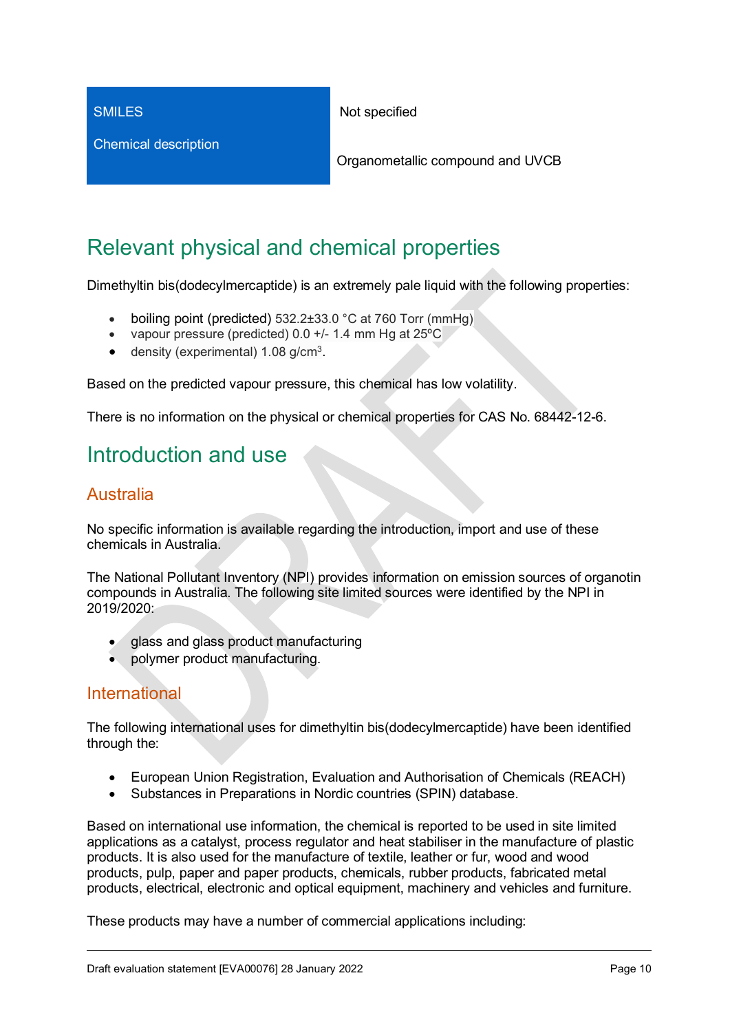| SMILES | Not specified |
|---|---|
| Chemical description | Organometallic compound and UVCB |

## Relevant physical and chemical properties

Dimethyltin bis(dodecylmercaptide) is an extremely pale liquid with the following properties:

- boiling point (predicted) 532.2±33.0 °C at 760 Torr (mmHg)
- vapour pressure (predicted) 0.0 +/- 1.4 mm Hg at 25ºC
- density (experimental) 1.08 g/cm$^3$.

Based on the predicted vapour pressure, this chemical has low volatility.

There is no information on the physical or chemical properties for CAS No. 68442-12-6.

## Introduction and use

### Australia

No specific information is available regarding the introduction, import and use of these chemicals in Australia.

The National Pollutant Inventory (NPI) provides information on emission sources of organotin compounds in Australia. The following site limited sources were identified by the NPI in 2019/2020:

- glass and glass product manufacturing
- polymer product manufacturing.

### International

The following international uses for dimethyltin bis(dodecylmercaptide) have been identified through the:

- European Union Registration, Evaluation and Authorisation of Chemicals (REACH)
- Substances in Preparations in Nordic countries (SPIN) database.

Based on international use information, the chemical is reported to be used in site limited applications as a catalyst, process regulator and heat stabiliser in the manufacture of plastic products. It is also used for the manufacture of textile, leather or fur, wood and wood products, pulp, paper and paper products, chemicals, rubber products, fabricated metal products, electrical, electronic and optical equipment, machinery and vehicles and furniture.

These products may have a number of commercial applications including: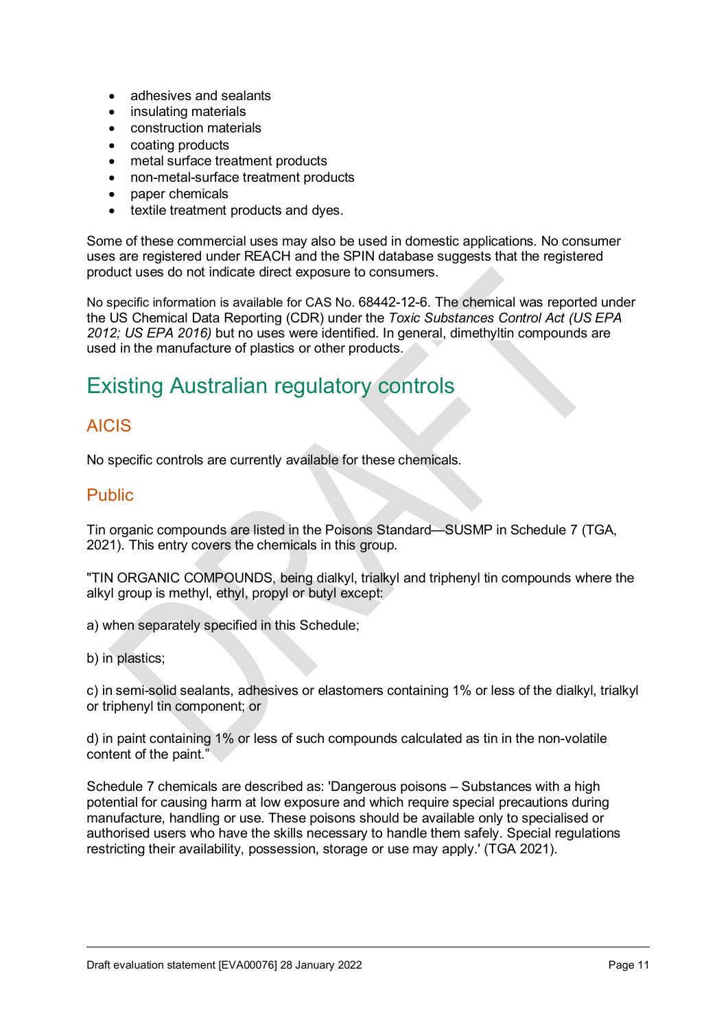- adhesives and sealants
- insulating materials
- construction materials
- coating products
- metal surface treatment products
- non-metal-surface treatment products
- paper chemicals
- textile treatment products and dyes.

Some of these commercial uses may also be used in domestic applications. No consumer uses are registered under REACH and the SPIN database suggests that the registered product uses do not indicate direct exposure to consumers.

No specific information is available for CAS No. 68442-12-6. The chemical was reported under the US Chemical Data Reporting (CDR) under the *Toxic Substances Control Act (US EPA 2012; US EPA 2016)* but no uses were identified. In general, dimethyltin compounds are used in the manufacture of plastics or other products.

# Existing Australian regulatory controls

## AICIS

No specific controls are currently available for these chemicals.

## Public

Tin organic compounds are listed in the Poisons Standard—SUSMP in Schedule 7 (TGA, 2021). This entry covers the chemicals in this group.

"TIN ORGANIC COMPOUNDS, being dialkyl, trialkyl and triphenyl tin compounds where the alkyl group is methyl, ethyl, propyl or butyl except:

a) when separately specified in this Schedule;

b) in plastics;

c) in semi-solid sealants, adhesives or elastomers containing 1% or less of the dialkyl, trialkyl or triphenyl tin component; or

d) in paint containing 1% or less of such compounds calculated as tin in the non-volatile content of the paint."

Schedule 7 chemicals are described as: 'Dangerous poisons – Substances with a high potential for causing harm at low exposure and which require special precautions during manufacture, handling or use. These poisons should be available only to specialised or authorised users who have the skills necessary to handle them safely. Special regulations restricting their availability, possession, storage or use may apply.' (TGA 2021).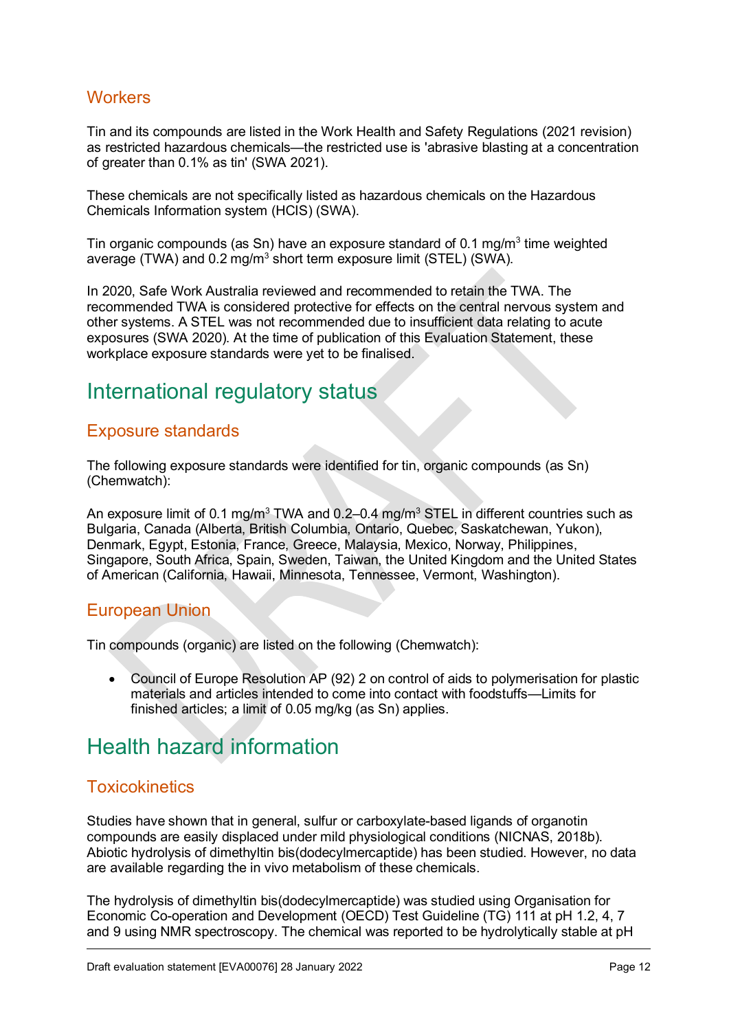### Workers

Tin and its compounds are listed in the Work Health and Safety Regulations (2021 revision) as restricted hazardous chemicals—the restricted use is 'abrasive blasting at a concentration of greater than 0.1% as tin' (SWA 2021).

These chemicals are not specifically listed as hazardous chemicals on the Hazardous Chemicals Information system (HCIS) (SWA).

Tin organic compounds (as Sn) have an exposure standard of 0.1 mg/m$^3$ time weighted average (TWA) and 0.2 mg/m$^3$ short term exposure limit (STEL) (SWA).

In 2020, Safe Work Australia reviewed and recommended to retain the TWA. The recommended TWA is considered protective for effects on the central nervous system and other systems. A STEL was not recommended due to insufficient data relating to acute exposures (SWA 2020). At the time of publication of this Evaluation Statement, these workplace exposure standards were yet to be finalised.

## International regulatory status

### Exposure standards

The following exposure standards were identified for tin, organic compounds (as Sn) (Chemwatch):

An exposure limit of 0.1 mg/m$^3$ TWA and 0.2–0.4 mg/m$^3$ STEL in different countries such as Bulgaria, Canada (Alberta, British Columbia, Ontario, Quebec, Saskatchewan, Yukon), Denmark, Egypt, Estonia, France, Greece, Malaysia, Mexico, Norway, Philippines, Singapore, South Africa, Spain, Sweden, Taiwan, the United Kingdom and the United States of American (California, Hawaii, Minnesota, Tennessee, Vermont, Washington).

### European Union

Tin compounds (organic) are listed on the following (Chemwatch):

- Council of Europe Resolution AP (92) 2 on control of aids to polymerisation for plastic materials and articles intended to come into contact with foodstuffs—Limits for finished articles; a limit of 0.05 mg/kg (as Sn) applies.

## Health hazard information

### Toxicokinetics

Studies have shown that in general, sulfur or carboxylate-based ligands of organotin compounds are easily displaced under mild physiological conditions (NICNAS, 2018b). Abiotic hydrolysis of dimethyltin bis(dodecylmercaptide) has been studied. However, no data are available regarding the in vivo metabolism of these chemicals.

The hydrolysis of dimethyltin bis(dodecylmercaptide) was studied using Organisation for Economic Co-operation and Development (OECD) Test Guideline (TG) 111 at pH 1.2, 4, 7 and 9 using NMR spectroscopy. The chemical was reported to be hydrolytically stable at pH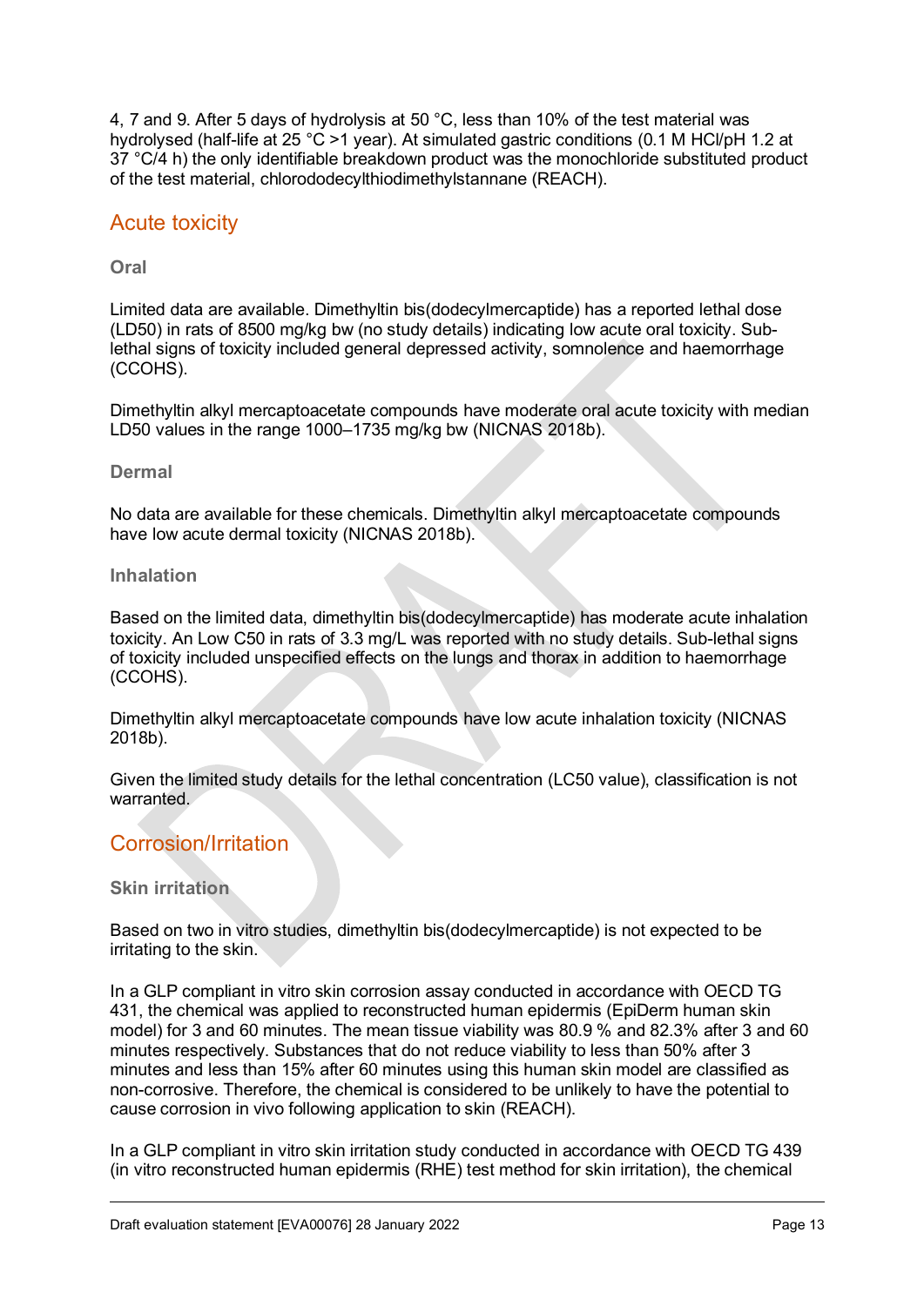4, 7 and 9. After 5 days of hydrolysis at 50 °C, less than 10% of the test material was hydrolysed (half-life at 25 °C >1 year). At simulated gastric conditions (0.1 M HCl/pH 1.2 at 37 °C/4 h) the only identifiable breakdown product was the monochloride substituted product of the test material, chlorododecylthiodimethylstannane (REACH).

## Acute toxicity

### Oral

Limited data are available. Dimethyltin bis(dodecylmercaptide) has a reported lethal dose (LD50) in rats of 8500 mg/kg bw (no study details) indicating low acute oral toxicity. Sub-lethal signs of toxicity included general depressed activity, somnolence and haemorrhage (CCOHS).

Dimethyltin alkyl mercaptoacetate compounds have moderate oral acute toxicity with median LD50 values in the range 1000–1735 mg/kg bw (NICNAS 2018b).

### Dermal

No data are available for these chemicals. Dimethyltin alkyl mercaptoacetate compounds have low acute dermal toxicity (NICNAS 2018b).

### Inhalation

Based on the limited data, dimethyltin bis(dodecylmercaptide) has moderate acute inhalation toxicity. An Low C50 in rats of 3.3 mg/L was reported with no study details. Sub-lethal signs of toxicity included unspecified effects on the lungs and thorax in addition to haemorrhage (CCOHS).

Dimethyltin alkyl mercaptoacetate compounds have low acute inhalation toxicity (NICNAS 2018b).

Given the limited study details for the lethal concentration (LC50 value), classification is not warranted.

## Corrosion/Irritation

### Skin irritation

Based on two in vitro studies, dimethyltin bis(dodecylmercaptide) is not expected to be irritating to the skin.

In a GLP compliant in vitro skin corrosion assay conducted in accordance with OECD TG 431, the chemical was applied to reconstructed human epidermis (EpiDerm human skin model) for 3 and 60 minutes. The mean tissue viability was 80.9 % and 82.3% after 3 and 60 minutes respectively. Substances that do not reduce viability to less than 50% after 3 minutes and less than 15% after 60 minutes using this human skin model are classified as non-corrosive. Therefore, the chemical is considered to be unlikely to have the potential to cause corrosion in vivo following application to skin (REACH).

In a GLP compliant in vitro skin irritation study conducted in accordance with OECD TG 439 (in vitro reconstructed human epidermis (RHE) test method for skin irritation), the chemical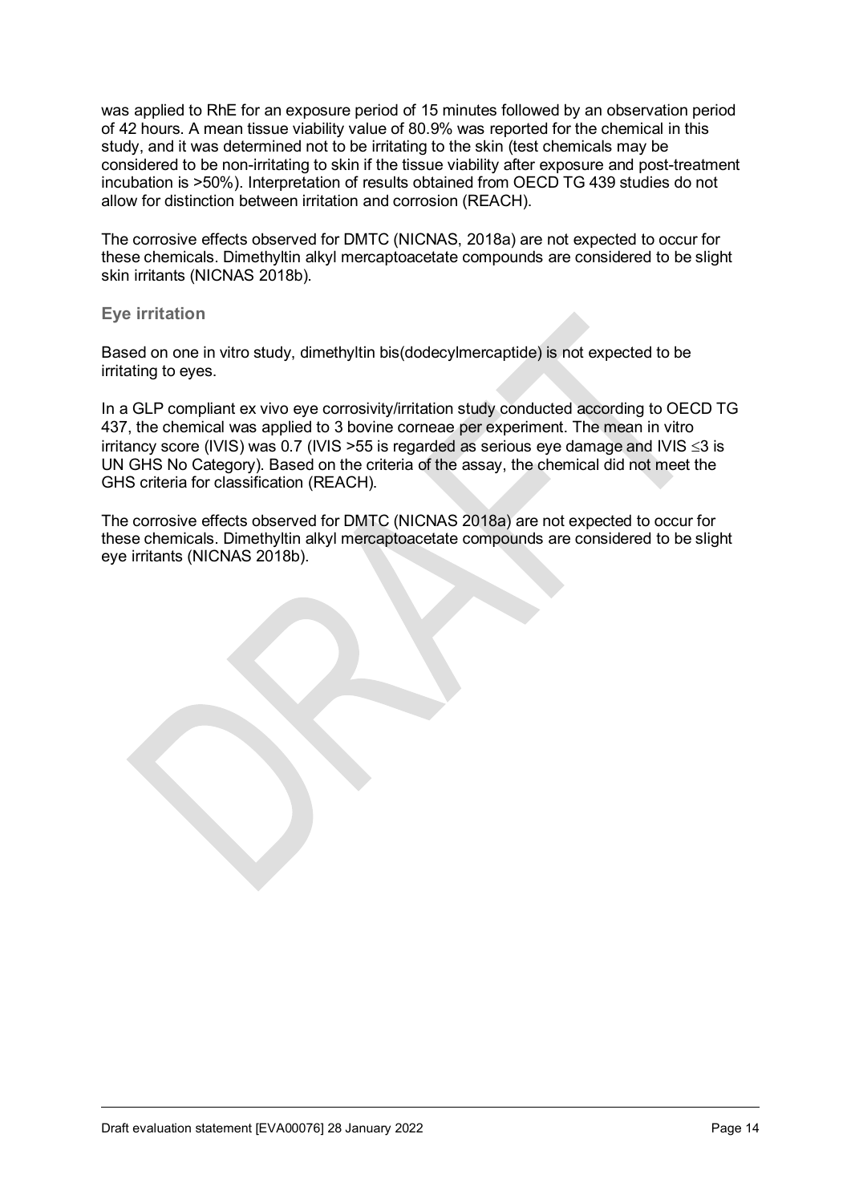was applied to RhE for an exposure period of 15 minutes followed by an observation period of 42 hours. A mean tissue viability value of 80.9% was reported for the chemical in this study, and it was determined not to be irritating to the skin (test chemicals may be considered to be non-irritating to skin if the tissue viability after exposure and post-treatment incubation is >50%). Interpretation of results obtained from OECD TG 439 studies do not allow for distinction between irritation and corrosion (REACH).

The corrosive effects observed for DMTC (NICNAS, 2018a) are not expected to occur for these chemicals. Dimethyltin alkyl mercaptoacetate compounds are considered to be slight skin irritants (NICNAS 2018b).

### Eye irritation

Based on one in vitro study, dimethyltin bis(dodecylmercaptide) is not expected to be irritating to eyes.

In a GLP compliant ex vivo eye corrosivity/irritation study conducted according to OECD TG 437, the chemical was applied to 3 bovine corneae per experiment. The mean in vitro irritancy score (IVIS) was 0.7 (IVIS >55 is regarded as serious eye damage and IVIS ≤3 is UN GHS No Category). Based on the criteria of the assay, the chemical did not meet the GHS criteria for classification (REACH).

The corrosive effects observed for DMTC (NICNAS 2018a) are not expected to occur for these chemicals. Dimethyltin alkyl mercaptoacetate compounds are considered to be slight eye irritants (NICNAS 2018b).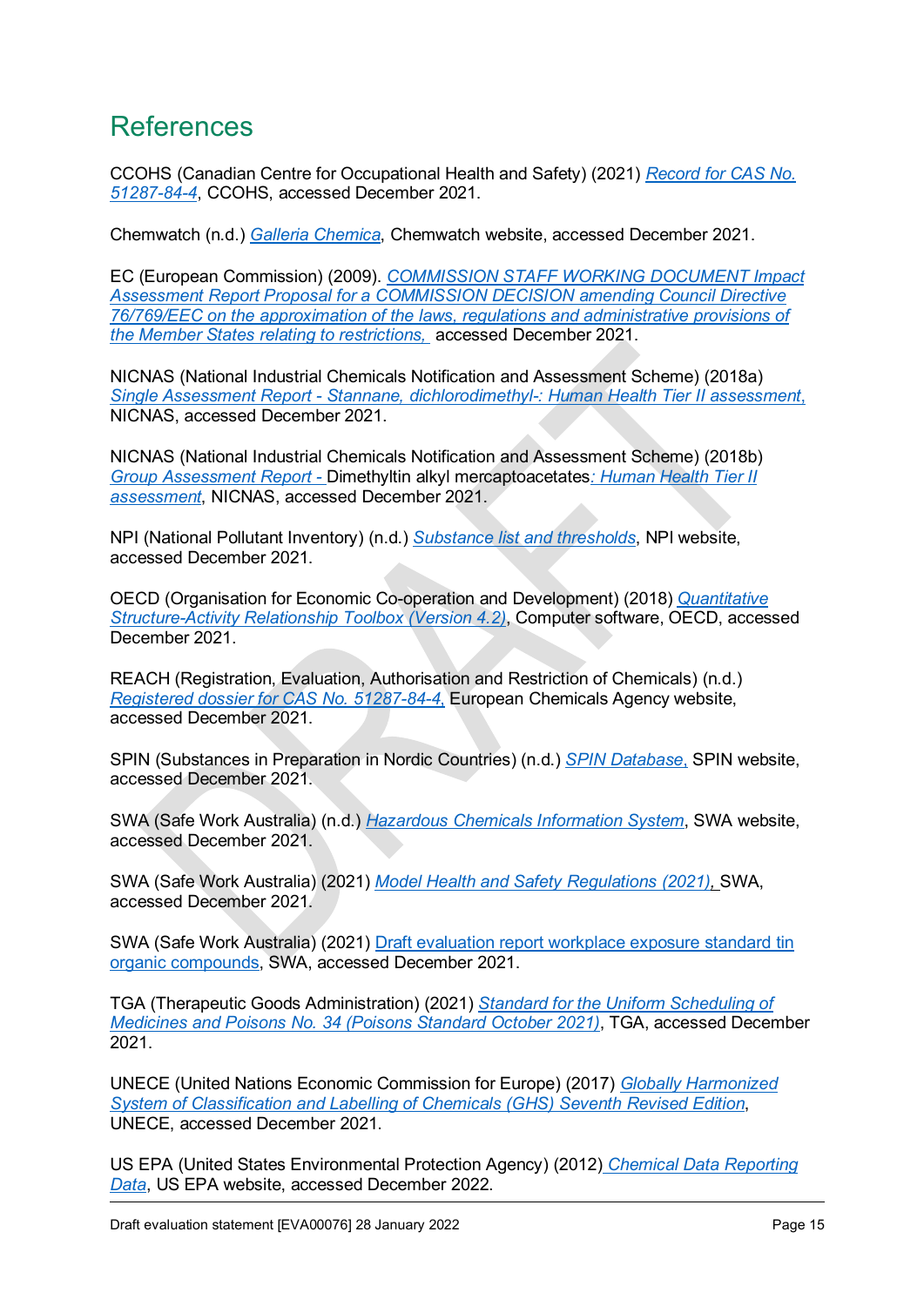# References

CCOHS (Canadian Centre for Occupational Health and Safety) (2021) *Record for CAS No. 51287-84-4*, CCOHS, accessed December 2021.

Chemwatch (n.d.) *Galleria Chemica*, Chemwatch website, accessed December 2021.

EC (European Commission) (2009). *COMMISSION STAFF WORKING DOCUMENT Impact Assessment Report Proposal for a COMMISSION DECISION amending Council Directive 76/769/EEC on the approximation of the laws, regulations and administrative provisions of the Member States relating to restrictions,* accessed December 2021.

NICNAS (National Industrial Chemicals Notification and Assessment Scheme) (2018a) *Single Assessment Report - Stannane, dichlorodimethyl-: Human Health Tier II assessment*, NICNAS, accessed December 2021.

NICNAS (National Industrial Chemicals Notification and Assessment Scheme) (2018b) *Group Assessment Report -* Dimethyltin alkyl mercaptoacetates*: Human Health Tier II assessment*, NICNAS, accessed December 2021.

NPI (National Pollutant Inventory) (n.d.) *Substance list and thresholds*, NPI website, accessed December 2021.

OECD (Organisation for Economic Co-operation and Development) (2018) *Quantitative Structure-Activity Relationship Toolbox (Version 4.2)*, Computer software, OECD, accessed December 2021.

REACH (Registration, Evaluation, Authorisation and Restriction of Chemicals) (n.d.) *Registered dossier for CAS No. 51287-84-4,* European Chemicals Agency website, accessed December 2021.

SPIN (Substances in Preparation in Nordic Countries) (n.d.) *SPIN Database,* SPIN website, accessed December 2021.

SWA (Safe Work Australia) (n.d.) *Hazardous Chemicals Information System*, SWA website, accessed December 2021.

SWA (Safe Work Australia) (2021) *Model Health and Safety Regulations (2021),* SWA, accessed December 2021.

SWA (Safe Work Australia) (2021) Draft evaluation report workplace exposure standard tin organic compounds, SWA, accessed December 2021.

TGA (Therapeutic Goods Administration) (2021) *Standard for the Uniform Scheduling of Medicines and Poisons No. 34 (Poisons Standard October 2021)*, TGA, accessed December 2021.

UNECE (United Nations Economic Commission for Europe) (2017) *Globally Harmonized System of Classification and Labelling of Chemicals (GHS) Seventh Revised Edition*, UNECE, accessed December 2021.

US EPA (United States Environmental Protection Agency) (2012) *Chemical Data Reporting Data*, US EPA website, accessed December 2022.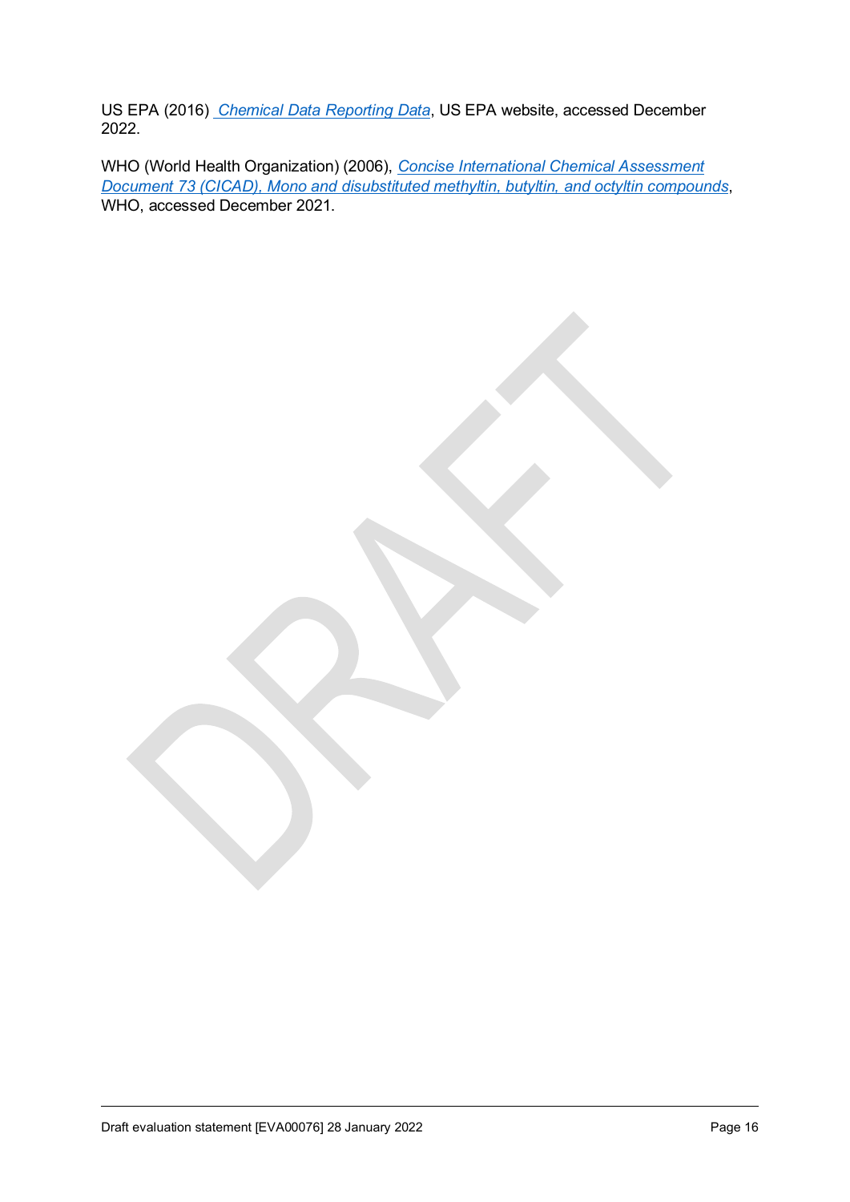US EPA (2016) *Chemical Data Reporting Data*, US EPA website, accessed December 2022.

WHO (World Health Organization) (2006), *Concise International Chemical Assessment Document 73 (CICAD), Mono and disubstituted methyltin, butyltin, and octyltin compounds*, WHO, accessed December 2021.